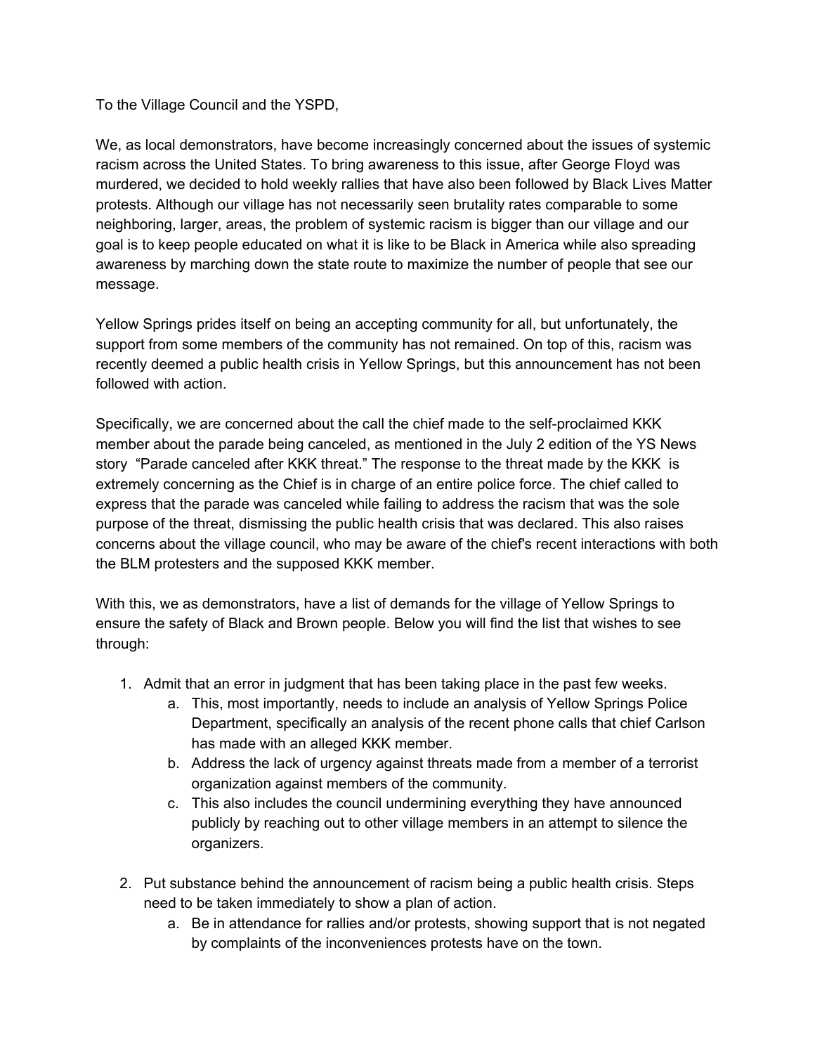To the Village Council and the YSPD,

We, as local demonstrators, have become increasingly concerned about the issues of systemic racism across the United States. To bring awareness to this issue, after George Floyd was murdered, we decided to hold weekly rallies that have also been followed by Black Lives Matter protests. Although our village has not necessarily seen brutality rates comparable to some neighboring, larger, areas, the problem of systemic racism is bigger than our village and our goal is to keep people educated on what it is like to be Black in America while also spreading awareness by marching down the state route to maximize the number of people that see our message.

Yellow Springs prides itself on being an accepting community for all, but unfortunately, the support from some members of the community has not remained. On top of this, racism was recently deemed a public health crisis in Yellow Springs, but this announcement has not been followed with action.

Specifically, we are concerned about the call the chief made to the self-proclaimed KKK member about the parade being canceled, as mentioned in the July 2 edition of the YS News story "Parade canceled after KKK threat." The response to the threat made by the KKK is extremely concerning as the Chief is in charge of an entire police force. The chief called to express that the parade was canceled while failing to address the racism that was the sole purpose of the threat, dismissing the public health crisis that was declared. This also raises concerns about the village council, who may be aware of the chief's recent interactions with both the BLM protesters and the supposed KKK member.

With this, we as demonstrators, have a list of demands for the village of Yellow Springs to ensure the safety of Black and Brown people. Below you will find the list that wishes to see through:

1. Admit that an error in judgment that has been taking place in the past few weeks.
    a. This, most importantly, needs to include an analysis of Yellow Springs Police Department, specifically an analysis of the recent phone calls that chief Carlson has made with an alleged KKK member.
    b. Address the lack of urgency against threats made from a member of a terrorist organization against members of the community.
    c. This also includes the council undermining everything they have announced publicly by reaching out to other village members in an attempt to silence the organizers.

2. Put substance behind the announcement of racism being a public health crisis. Steps need to be taken immediately to show a plan of action.
    a. Be in attendance for rallies and/or protests, showing support that is not negated by complaints of the inconveniences protests have on the town.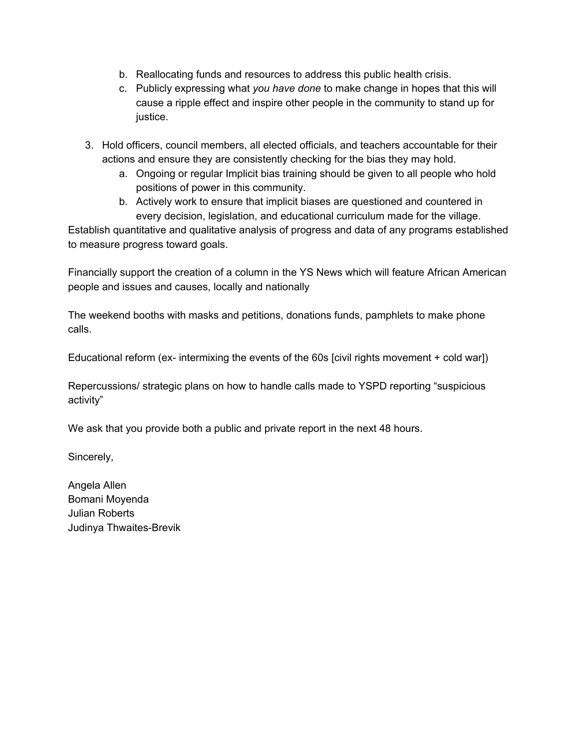b. Reallocating funds and resources to address this public health crisis.
   c. Publicly expressing what *you have done* to make change in hopes that this will cause a ripple effect and inspire other people in the community to stand up for justice.

3. Hold officers, council members, all elected officials, and teachers accountable for their actions and ensure they are consistently checking for the bias they may hold.
   a. Ongoing or regular Implicit bias training should be given to all people who hold positions of power in this community.
   b. Actively work to ensure that implicit biases are questioned and countered in every decision, legislation, and educational curriculum made for the village.

Establish quantitative and qualitative analysis of progress and data of any programs established to measure progress toward goals.

Financially support the creation of a column in the YS News which will feature African American people and issues and causes, locally and nationally

The weekend booths with masks and petitions, donations funds, pamphlets to make phone calls.

Educational reform (ex- intermixing the events of the 60s [civil rights movement + cold war])

Repercussions/ strategic plans on how to handle calls made to YSPD reporting "suspicious activity"

We ask that you provide both a public and private report in the next 48 hours.

Sincerely,

Angela Allen
Bomani Moyenda
Julian Roberts
Judinya Thwaites-Brevik